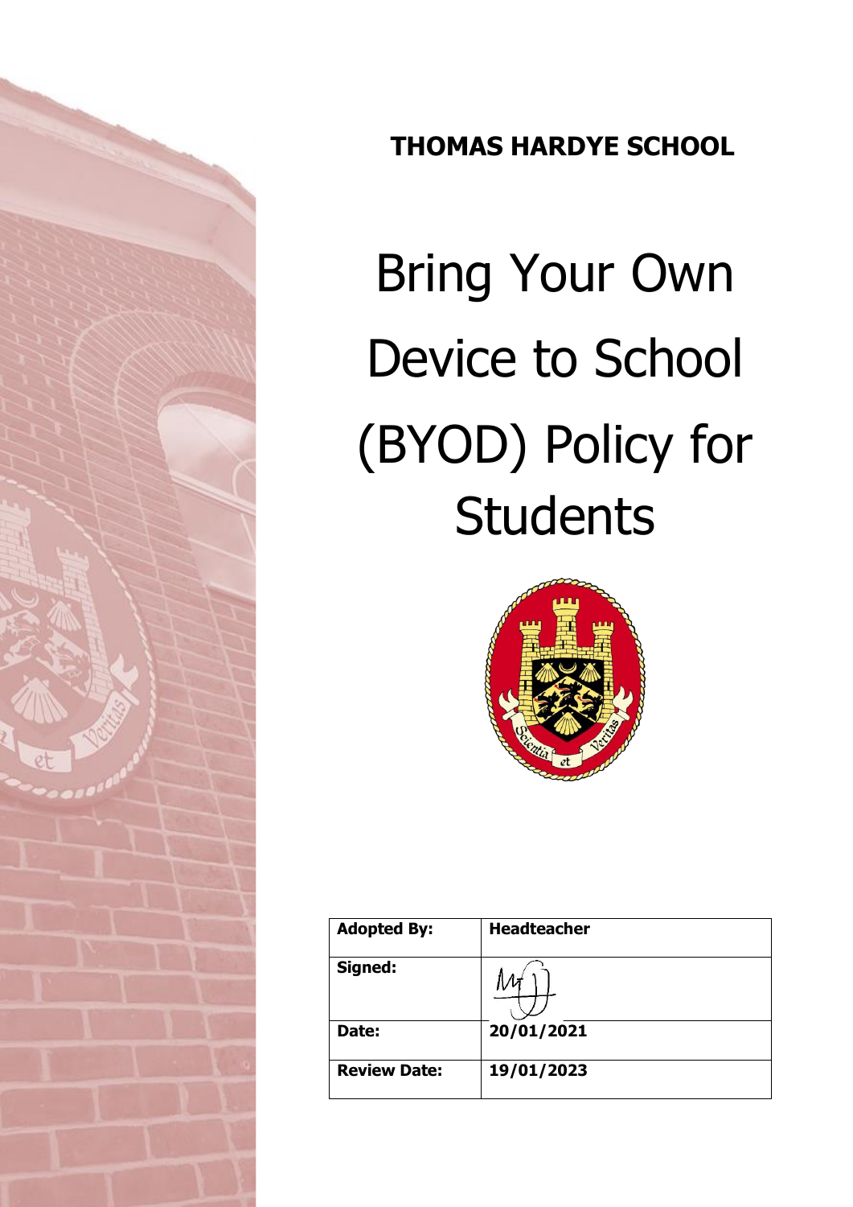**THOMAS HARDYE SCHOOL**

# Bring Your Own Device to School (BYOD) Policy for Students

| Adopted By: | Headteacher |
| --- | --- |
| Signed: | |
| Date: | 20/01/2021 |
| Review Date: | 19/01/2023 |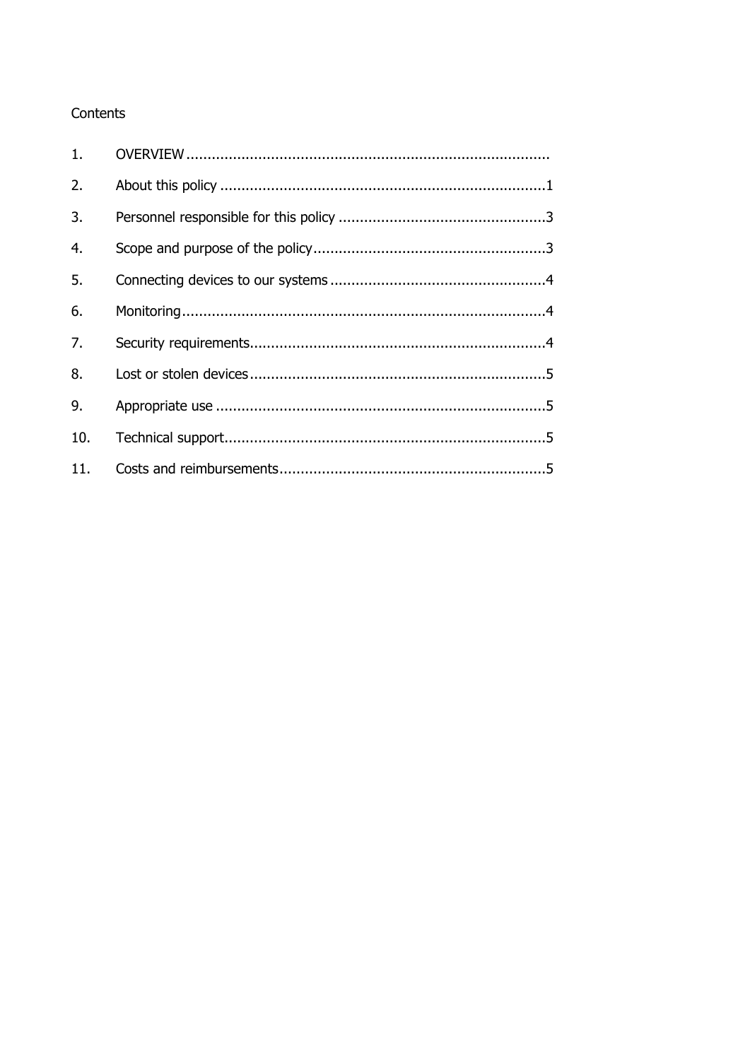Contents

| | | |
|---|---|---|
| 1. | OVERVIEW | |
| 2. | About this policy | 1 |
| 3. | Personnel responsible for this policy | 3 |
| 4. | Scope and purpose of the policy | 3 |
| 5. | Connecting devices to our systems | 4 |
| 6. | Monitoring | 4 |
| 7. | Security requirements | 4 |
| 8. | Lost or stolen devices | 5 |
| 9. | Appropriate use | 5 |
| 10. | Technical support | 5 |
| 11. | Costs and reimbursements | 5 |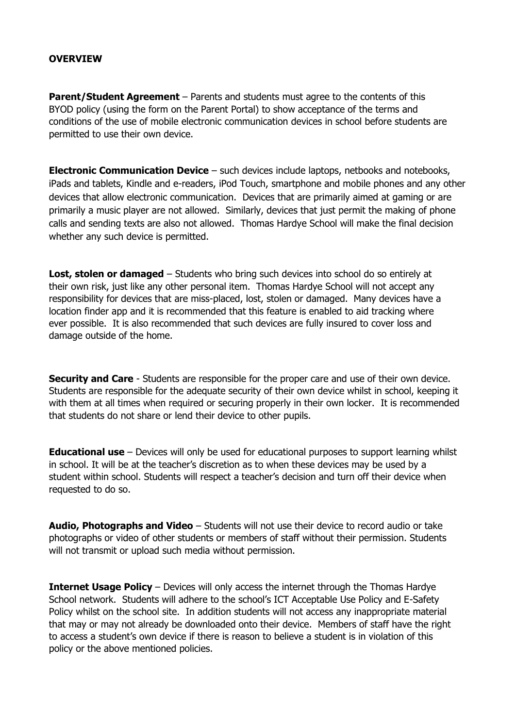**OVERVIEW**

**Parent/Student Agreement** – Parents and students must agree to the contents of this BYOD policy (using the form on the Parent Portal) to show acceptance of the terms and conditions of the use of mobile electronic communication devices in school before students are permitted to use their own device.

**Electronic Communication Device** – such devices include laptops, netbooks and notebooks, iPads and tablets, Kindle and e-readers, iPod Touch, smartphone and mobile phones and any other devices that allow electronic communication. Devices that are primarily aimed at gaming or are primarily a music player are not allowed. Similarly, devices that just permit the making of phone calls and sending texts are also not allowed. Thomas Hardye School will make the final decision whether any such device is permitted.

**Lost, stolen or damaged** – Students who bring such devices into school do so entirely at their own risk, just like any other personal item. Thomas Hardye School will not accept any responsibility for devices that are miss-placed, lost, stolen or damaged. Many devices have a location finder app and it is recommended that this feature is enabled to aid tracking where ever possible. It is also recommended that such devices are fully insured to cover loss and damage outside of the home.

**Security and Care** - Students are responsible for the proper care and use of their own device. Students are responsible for the adequate security of their own device whilst in school, keeping it with them at all times when required or securing properly in their own locker. It is recommended that students do not share or lend their device to other pupils.

**Educational use** – Devices will only be used for educational purposes to support learning whilst in school. It will be at the teacher's discretion as to when these devices may be used by a student within school. Students will respect a teacher's decision and turn off their device when requested to do so.

**Audio, Photographs and Video** – Students will not use their device to record audio or take photographs or video of other students or members of staff without their permission. Students will not transmit or upload such media without permission.

**Internet Usage Policy** – Devices will only access the internet through the Thomas Hardye School network. Students will adhere to the school's ICT Acceptable Use Policy and E-Safety Policy whilst on the school site. In addition students will not access any inappropriate material that may or may not already be downloaded onto their device. Members of staff have the right to access a student's own device if there is reason to believe a student is in violation of this policy or the above mentioned policies.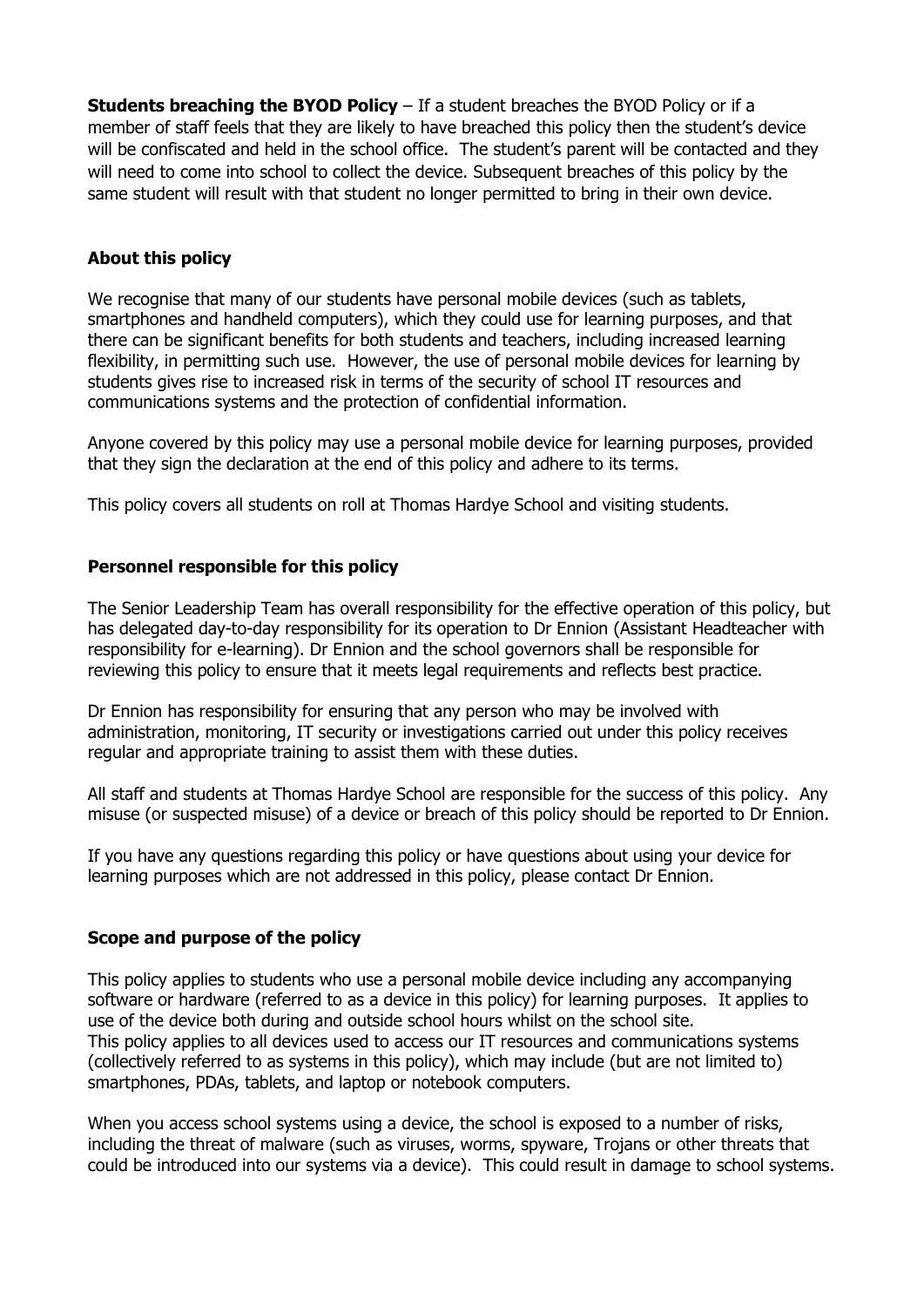**Students breaching the BYOD Policy** – If a student breaches the BYOD Policy or if a member of staff feels that they are likely to have breached this policy then the student's device will be confiscated and held in the school office. The student's parent will be contacted and they will need to come into school to collect the device. Subsequent breaches of this policy by the same student will result with that student no longer permitted to bring in their own device.

## About this policy

We recognise that many of our students have personal mobile devices (such as tablets, smartphones and handheld computers), which they could use for learning purposes, and that there can be significant benefits for both students and teachers, including increased learning flexibility, in permitting such use. However, the use of personal mobile devices for learning by students gives rise to increased risk in terms of the security of school IT resources and communications systems and the protection of confidential information.

Anyone covered by this policy may use a personal mobile device for learning purposes, provided that they sign the declaration at the end of this policy and adhere to its terms.

This policy covers all students on roll at Thomas Hardye School and visiting students.

## Personnel responsible for this policy

The Senior Leadership Team has overall responsibility for the effective operation of this policy, but has delegated day-to-day responsibility for its operation to Dr Ennion (Assistant Headteacher with responsibility for e-learning). Dr Ennion and the school governors shall be responsible for reviewing this policy to ensure that it meets legal requirements and reflects best practice.

Dr Ennion has responsibility for ensuring that any person who may be involved with administration, monitoring, IT security or investigations carried out under this policy receives regular and appropriate training to assist them with these duties.

All staff and students at Thomas Hardye School are responsible for the success of this policy. Any misuse (or suspected misuse) of a device or breach of this policy should be reported to Dr Ennion.

If you have any questions regarding this policy or have questions about using your device for learning purposes which are not addressed in this policy, please contact Dr Ennion.

## Scope and purpose of the policy

This policy applies to students who use a personal mobile device including any accompanying software or hardware (referred to as a device in this policy) for learning purposes. It applies to use of the device both during and outside school hours whilst on the school site.
This policy applies to all devices used to access our IT resources and communications systems (collectively referred to as systems in this policy), which may include (but are not limited to) smartphones, PDAs, tablets, and laptop or notebook computers.

When you access school systems using a device, the school is exposed to a number of risks, including the threat of malware (such as viruses, worms, spyware, Trojans or other threats that could be introduced into our systems via a device). This could result in damage to school systems.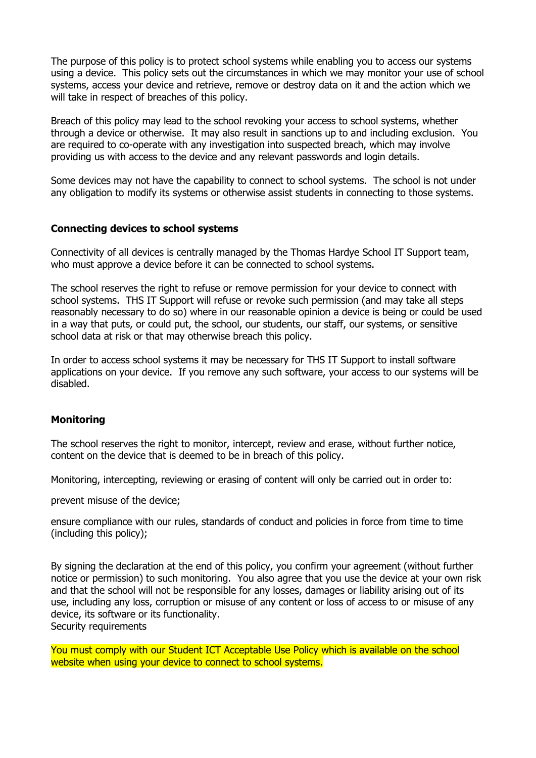The purpose of this policy is to protect school systems while enabling you to access our systems using a device. This policy sets out the circumstances in which we may monitor your use of school systems, access your device and retrieve, remove or destroy data on it and the action which we will take in respect of breaches of this policy.

Breach of this policy may lead to the school revoking your access to school systems, whether through a device or otherwise. It may also result in sanctions up to and including exclusion. You are required to co-operate with any investigation into suspected breach, which may involve providing us with access to the device and any relevant passwords and login details.

Some devices may not have the capability to connect to school systems. The school is not under any obligation to modify its systems or otherwise assist students in connecting to those systems.

**Connecting devices to school systems**

Connectivity of all devices is centrally managed by the Thomas Hardye School IT Support team, who must approve a device before it can be connected to school systems.

The school reserves the right to refuse or remove permission for your device to connect with school systems. THS IT Support will refuse or revoke such permission (and may take all steps reasonably necessary to do so) where in our reasonable opinion a device is being or could be used in a way that puts, or could put, the school, our students, our staff, our systems, or sensitive school data at risk or that may otherwise breach this policy.

In order to access school systems it may be necessary for THS IT Support to install software applications on your device. If you remove any such software, your access to our systems will be disabled.

**Monitoring**

The school reserves the right to monitor, intercept, review and erase, without further notice, content on the device that is deemed to be in breach of this policy.

Monitoring, intercepting, reviewing or erasing of content will only be carried out in order to:

prevent misuse of the device;

ensure compliance with our rules, standards of conduct and policies in force from time to time (including this policy);

By signing the declaration at the end of this policy, you confirm your agreement (without further notice or permission) to such monitoring. You also agree that you use the device at your own risk and that the school will not be responsible for any losses, damages or liability arising out of its use, including any loss, corruption or misuse of any content or loss of access to or misuse of any device, its software or its functionality.
Security requirements

You must comply with our Student ICT Acceptable Use Policy which is available on the school website when using your device to connect to school systems.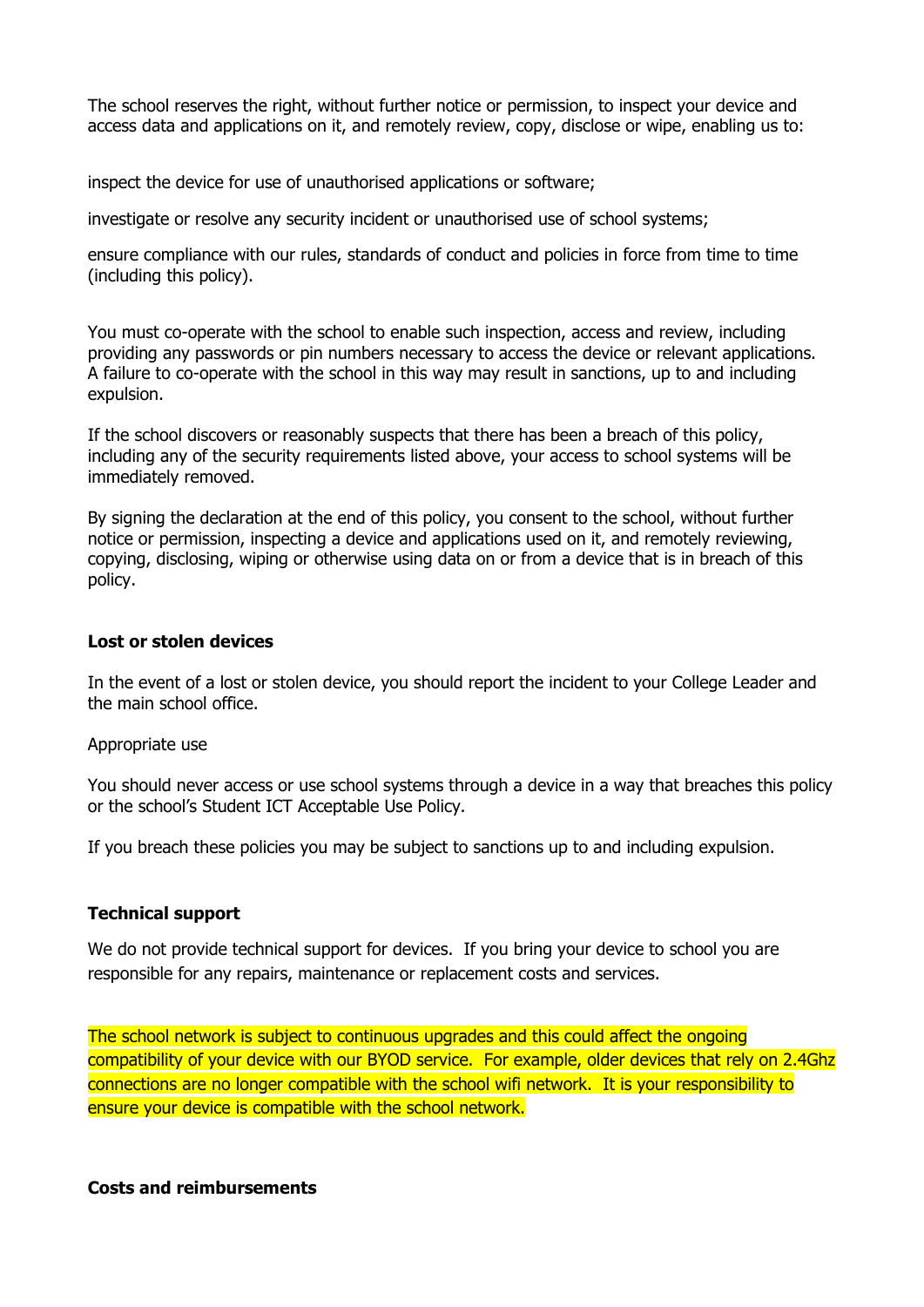The school reserves the right, without further notice or permission, to inspect your device and access data and applications on it, and remotely review, copy, disclose or wipe, enabling us to:

inspect the device for use of unauthorised applications or software;

investigate or resolve any security incident or unauthorised use of school systems;

ensure compliance with our rules, standards of conduct and policies in force from time to time (including this policy).

You must co-operate with the school to enable such inspection, access and review, including providing any passwords or pin numbers necessary to access the device or relevant applications. A failure to co-operate with the school in this way may result in sanctions, up to and including expulsion.

If the school discovers or reasonably suspects that there has been a breach of this policy, including any of the security requirements listed above, your access to school systems will be immediately removed.

By signing the declaration at the end of this policy, you consent to the school, without further notice or permission, inspecting a device and applications used on it, and remotely reviewing, copying, disclosing, wiping or otherwise using data on or from a device that is in breach of this policy.

**Lost or stolen devices**

In the event of a lost or stolen device, you should report the incident to your College Leader and the main school office.

Appropriate use

You should never access or use school systems through a device in a way that breaches this policy or the school's Student ICT Acceptable Use Policy.

If you breach these policies you may be subject to sanctions up to and including expulsion.

**Technical support**

We do not provide technical support for devices. If you bring your device to school you are responsible for any repairs, maintenance or replacement costs and services.

The school network is subject to continuous upgrades and this could affect the ongoing compatibility of your device with our BYOD service. For example, older devices that rely on 2.4Ghz connections are no longer compatible with the school wifi network. It is your responsibility to ensure your device is compatible with the school network.

**Costs and reimbursements**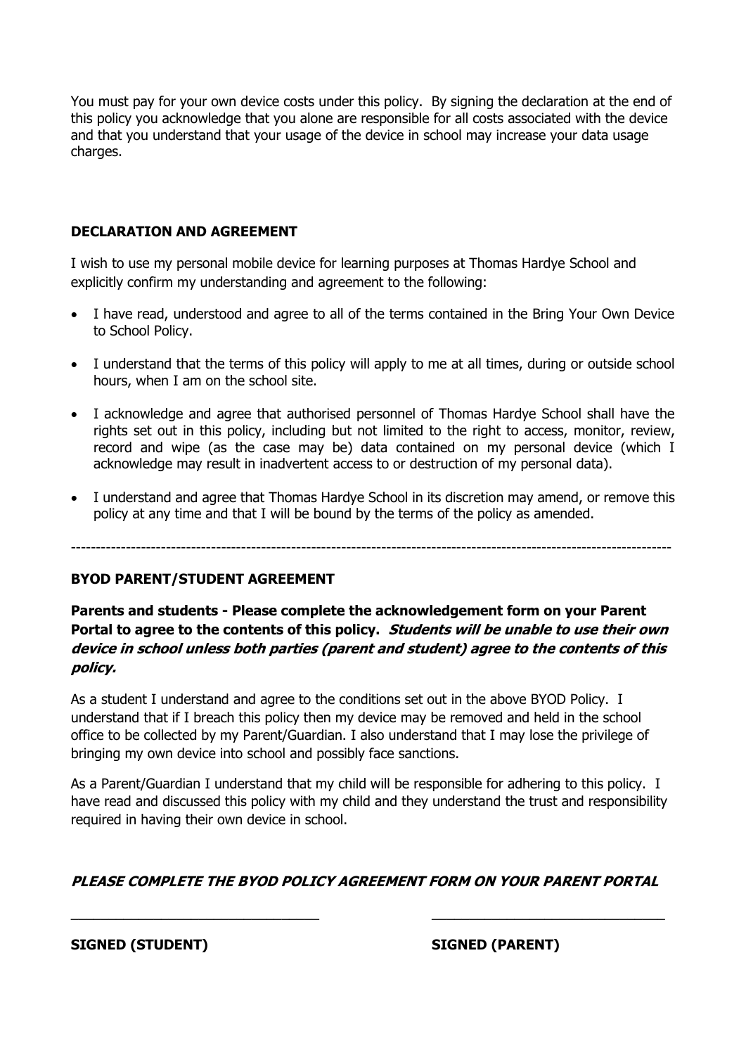You must pay for your own device costs under this policy. By signing the declaration at the end of this policy you acknowledge that you alone are responsible for all costs associated with the device and that you understand that your usage of the device in school may increase your data usage charges.

**DECLARATION AND AGREEMENT**

I wish to use my personal mobile device for learning purposes at Thomas Hardye School and explicitly confirm my understanding and agreement to the following:

- I have read, understood and agree to all of the terms contained in the Bring Your Own Device to School Policy.
- I understand that the terms of this policy will apply to me at all times, during or outside school hours, when I am on the school site.
- I acknowledge and agree that authorised personnel of Thomas Hardye School shall have the rights set out in this policy, including but not limited to the right to access, monitor, review, record and wipe (as the case may be) data contained on my personal device (which I acknowledge may result in inadvertent access to or destruction of my personal data).
- I understand and agree that Thomas Hardye School in its discretion may amend, or remove this policy at any time and that I will be bound by the terms of the policy as amended.

---

**BYOD PARENT/STUDENT AGREEMENT**

**Parents and students - Please complete the acknowledgement form on your Parent Portal to agree to the contents of this policy. *Students will be unable to use their own device in school unless both parties (parent and student) agree to the contents of this policy.***

As a student I understand and agree to the conditions set out in the above BYOD Policy. I understand that if I breach this policy then my device may be removed and held in the school office to be collected by my Parent/Guardian. I also understand that I may lose the privilege of bringing my own device into school and possibly face sanctions.

As a Parent/Guardian I understand that my child will be responsible for adhering to this policy. I have read and discussed this policy with my child and they understand the trust and responsibility required in having their own device in school.

***PLEASE COMPLETE THE BYOD POLICY AGREEMENT FORM ON YOUR PARENT PORTAL***

\_\_\_\_\_\_\_\_\_\_\_\_\_\_\_\_\_\_\_\_\_\_\_\_\_\_\_\_\_\_\_\_ \_\_\_\_\_\_\_\_\_\_\_\_\_\_\_\_\_\_\_\_\_\_\_\_\_\_\_\_\_\_\_\_

**SIGNED (STUDENT)** **SIGNED (PARENT)**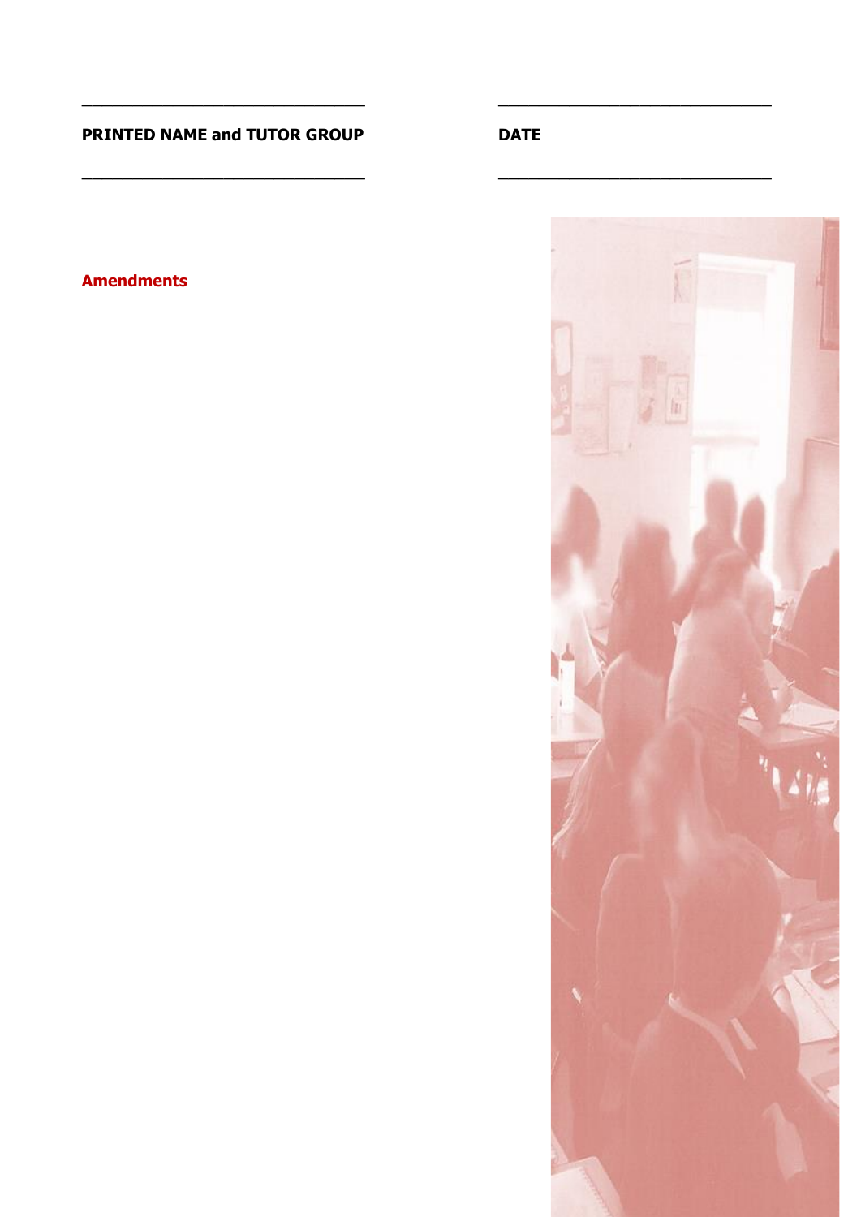\_\_\_\_\_\_\_\_\_\_\_\_\_\_\_\_\_\_\_\_\_\_\_\_\_\_\_\_\_\_

**PRINTED NAME and TUTOR GROUP**

\_\_\_\_\_\_\_\_\_\_\_\_\_\_\_\_\_\_\_\_\_\_\_\_\_\_\_\_\_\_

\_\_\_\_\_\_\_\_\_\_\_\_\_\_\_\_\_\_\_\_\_\_\_\_\_\_\_\_\_\_

**DATE**

\_\_\_\_\_\_\_\_\_\_\_\_\_\_\_\_\_\_\_\_\_\_\_\_\_\_\_\_\_\_

**Amendments**